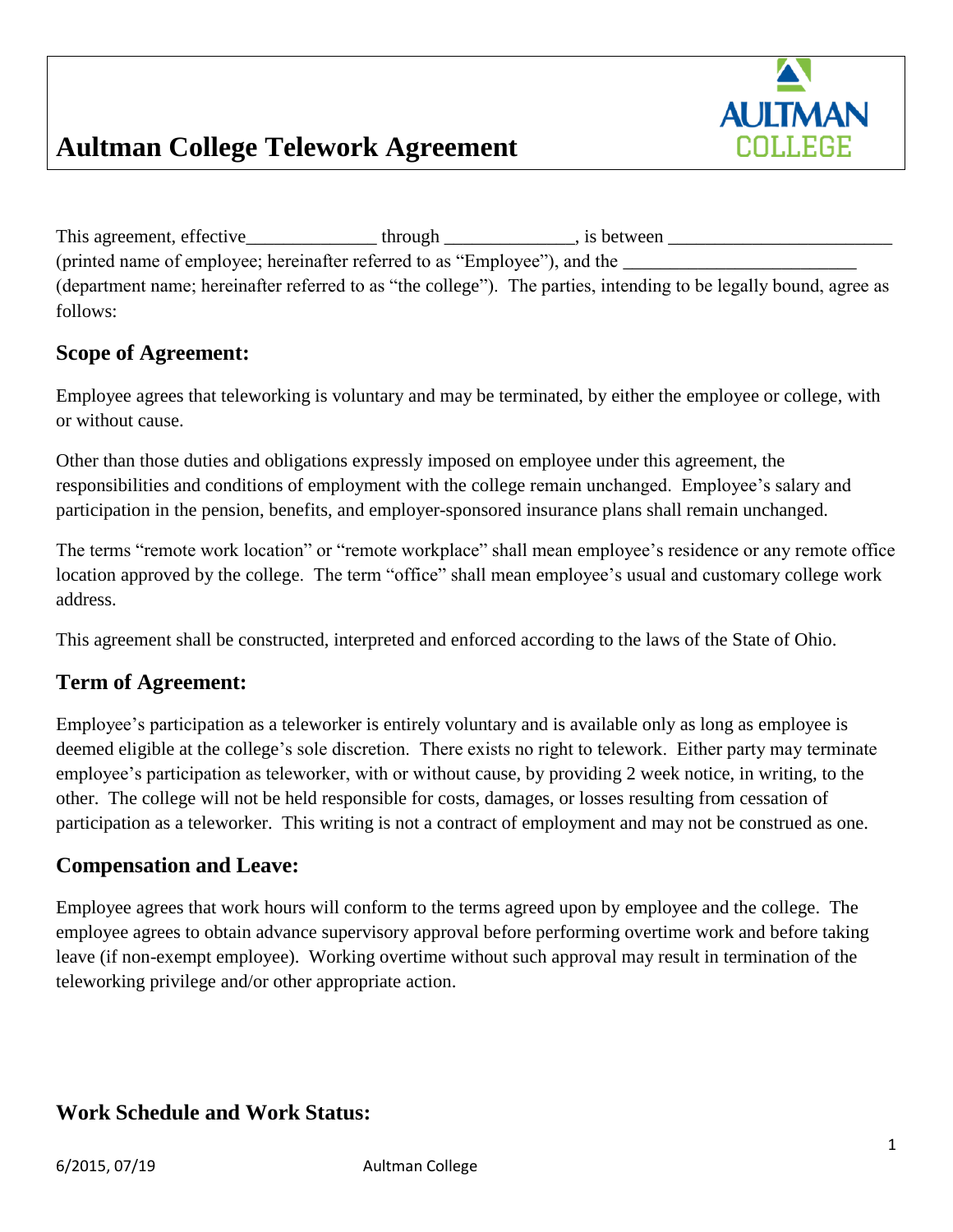# Aultman College Telework Agreement

This agreement, effective______________ through ______________, is between ________________________ (printed name of employee; hereinafter referred to as "Employee"), and the ________________________ (department name; hereinafter referred to as "the college"). The parties, intending to be legally bound, agree as follows:

## Scope of Agreement:

Employee agrees that teleworking is voluntary and may be terminated, by either the employee or college, with or without cause.

Other than those duties and obligations expressly imposed on employee under this agreement, the responsibilities and conditions of employment with the college remain unchanged. Employee's salary and participation in the pension, benefits, and employer-sponsored insurance plans shall remain unchanged.

The terms "remote work location" or "remote workplace" shall mean employee's residence or any remote office location approved by the college. The term "office" shall mean employee's usual and customary college work address.

This agreement shall be constructed, interpreted and enforced according to the laws of the State of Ohio.

## Term of Agreement:

Employee's participation as a teleworker is entirely voluntary and is available only as long as employee is deemed eligible at the college's sole discretion. There exists no right to telework. Either party may terminate employee's participation as teleworker, with or without cause, by providing 2 week notice, in writing, to the other. The college will not be held responsible for costs, damages, or losses resulting from cessation of participation as a teleworker. This writing is not a contract of employment and may not be construed as one.

## Compensation and Leave:

Employee agrees that work hours will conform to the terms agreed upon by employee and the college. The employee agrees to obtain advance supervisory approval before performing overtime work and before taking leave (if non-exempt employee). Working overtime without such approval may result in termination of the teleworking privilege and/or other appropriate action.

## Work Schedule and Work Status: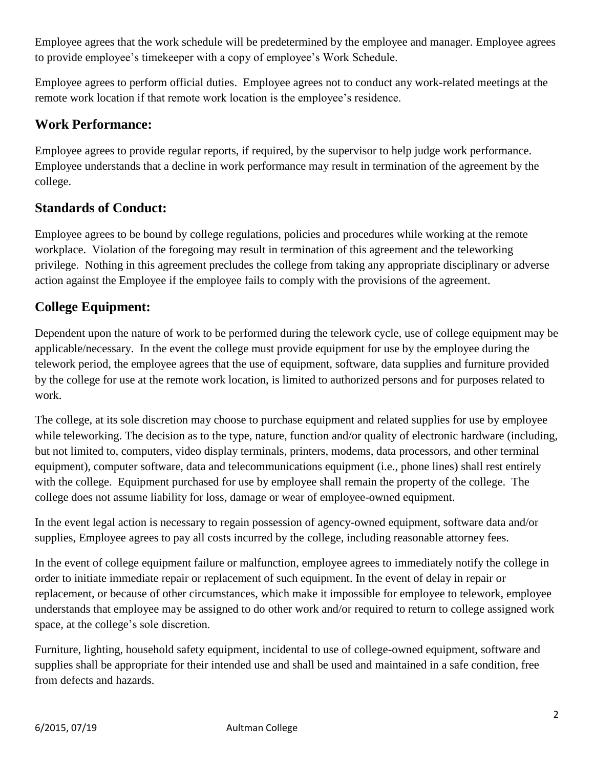Employee agrees that the work schedule will be predetermined by the employee and manager. Employee agrees to provide employee's timekeeper with a copy of employee's Work Schedule.

Employee agrees to perform official duties. Employee agrees not to conduct any work-related meetings at the remote work location if that remote work location is the employee's residence.

## Work Performance:

Employee agrees to provide regular reports, if required, by the supervisor to help judge work performance. Employee understands that a decline in work performance may result in termination of the agreement by the college.

## Standards of Conduct:

Employee agrees to be bound by college regulations, policies and procedures while working at the remote workplace. Violation of the foregoing may result in termination of this agreement and the teleworking privilege. Nothing in this agreement precludes the college from taking any appropriate disciplinary or adverse action against the Employee if the employee fails to comply with the provisions of the agreement.

## College Equipment:

Dependent upon the nature of work to be performed during the telework cycle, use of college equipment may be applicable/necessary. In the event the college must provide equipment for use by the employee during the telework period, the employee agrees that the use of equipment, software, data supplies and furniture provided by the college for use at the remote work location, is limited to authorized persons and for purposes related to work.

The college, at its sole discretion may choose to purchase equipment and related supplies for use by employee while teleworking. The decision as to the type, nature, function and/or quality of electronic hardware (including, but not limited to, computers, video display terminals, printers, modems, data processors, and other terminal equipment), computer software, data and telecommunications equipment (i.e., phone lines) shall rest entirely with the college. Equipment purchased for use by employee shall remain the property of the college. The college does not assume liability for loss, damage or wear of employee-owned equipment.

In the event legal action is necessary to regain possession of agency-owned equipment, software data and/or supplies, Employee agrees to pay all costs incurred by the college, including reasonable attorney fees.

In the event of college equipment failure or malfunction, employee agrees to immediately notify the college in order to initiate immediate repair or replacement of such equipment. In the event of delay in repair or replacement, or because of other circumstances, which make it impossible for employee to telework, employee understands that employee may be assigned to do other work and/or required to return to college assigned work space, at the college's sole discretion.

Furniture, lighting, household safety equipment, incidental to use of college-owned equipment, software and supplies shall be appropriate for their intended use and shall be used and maintained in a safe condition, free from defects and hazards.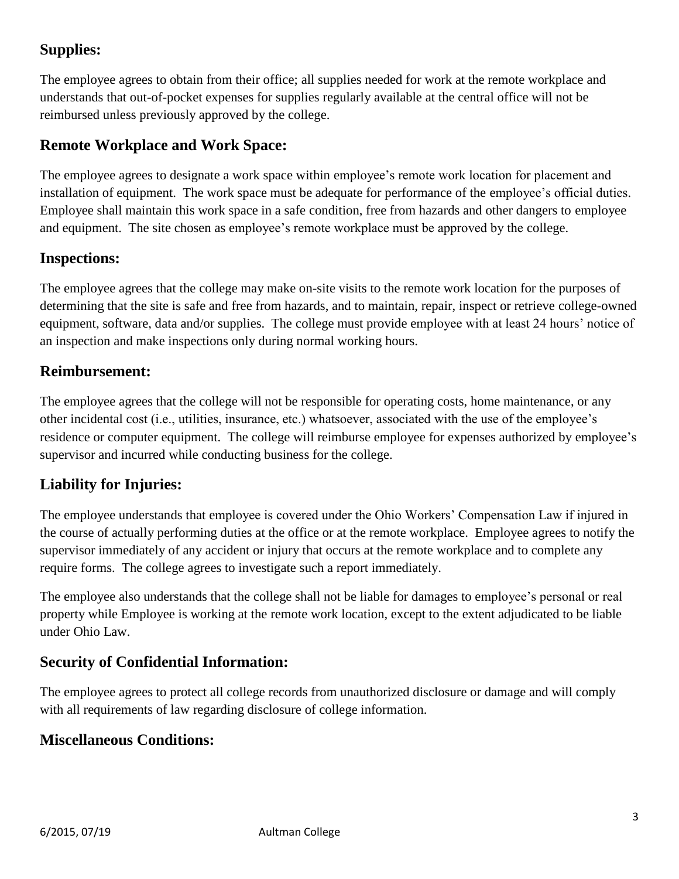## Supplies:

The employee agrees to obtain from their office; all supplies needed for work at the remote workplace and understands that out-of-pocket expenses for supplies regularly available at the central office will not be reimbursed unless previously approved by the college.

## Remote Workplace and Work Space:

The employee agrees to designate a work space within employee's remote work location for placement and installation of equipment. The work space must be adequate for performance of the employee's official duties. Employee shall maintain this work space in a safe condition, free from hazards and other dangers to employee and equipment. The site chosen as employee's remote workplace must be approved by the college.

## Inspections:

The employee agrees that the college may make on-site visits to the remote work location for the purposes of determining that the site is safe and free from hazards, and to maintain, repair, inspect or retrieve college-owned equipment, software, data and/or supplies. The college must provide employee with at least 24 hours' notice of an inspection and make inspections only during normal working hours.

## Reimbursement:

The employee agrees that the college will not be responsible for operating costs, home maintenance, or any other incidental cost (i.e., utilities, insurance, etc.) whatsoever, associated with the use of the employee's residence or computer equipment. The college will reimburse employee for expenses authorized by employee's supervisor and incurred while conducting business for the college.

## Liability for Injuries:

The employee understands that employee is covered under the Ohio Workers' Compensation Law if injured in the course of actually performing duties at the office or at the remote workplace. Employee agrees to notify the supervisor immediately of any accident or injury that occurs at the remote workplace and to complete any require forms. The college agrees to investigate such a report immediately.

The employee also understands that the college shall not be liable for damages to employee's personal or real property while Employee is working at the remote work location, except to the extent adjudicated to be liable under Ohio Law.

## Security of Confidential Information:

The employee agrees to protect all college records from unauthorized disclosure or damage and will comply with all requirements of law regarding disclosure of college information.

## Miscellaneous Conditions: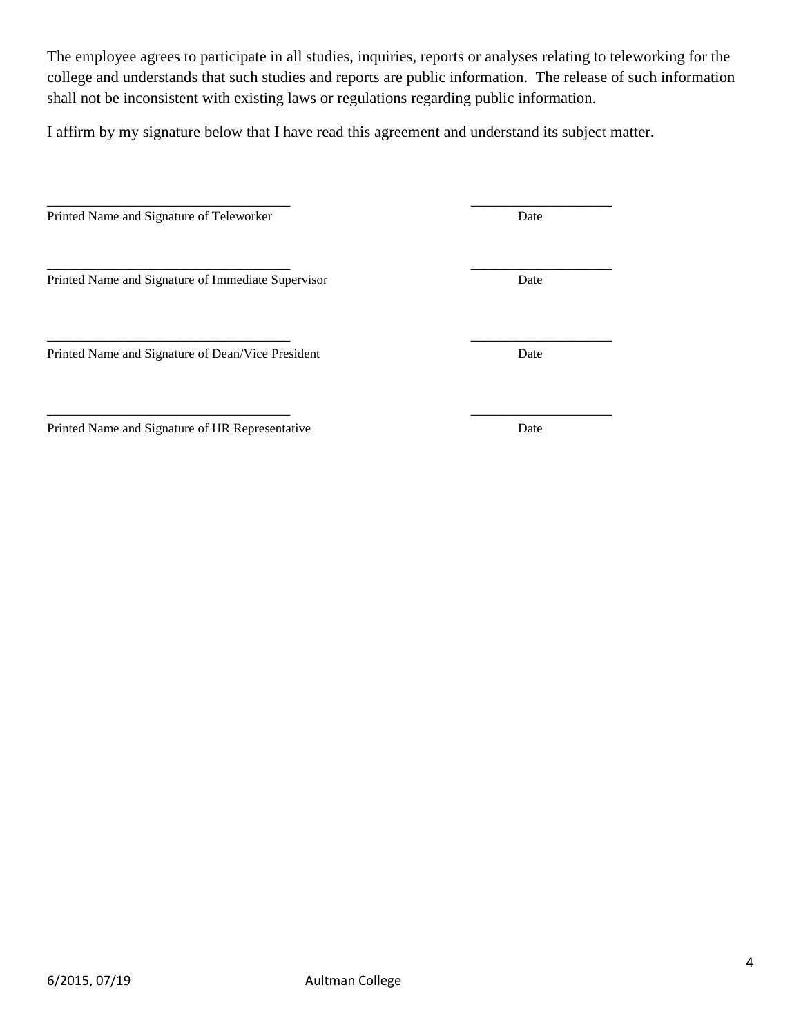The employee agrees to participate in all studies, inquiries, reports or analyses relating to teleworking for the college and understands that such studies and reports are public information. The release of such information shall not be inconsistent with existing laws or regulations regarding public information.

I affirm by my signature below that I have read this agreement and understand its subject matter.

___________________________________ ____________________

Printed Name and Signature of Teleworker Date

___________________________________ ____________________

Printed Name and Signature of Immediate Supervisor Date

___________________________________ ____________________

Printed Name and Signature of Dean/Vice President Date

___________________________________ ____________________

Printed Name and Signature of HR Representative Date